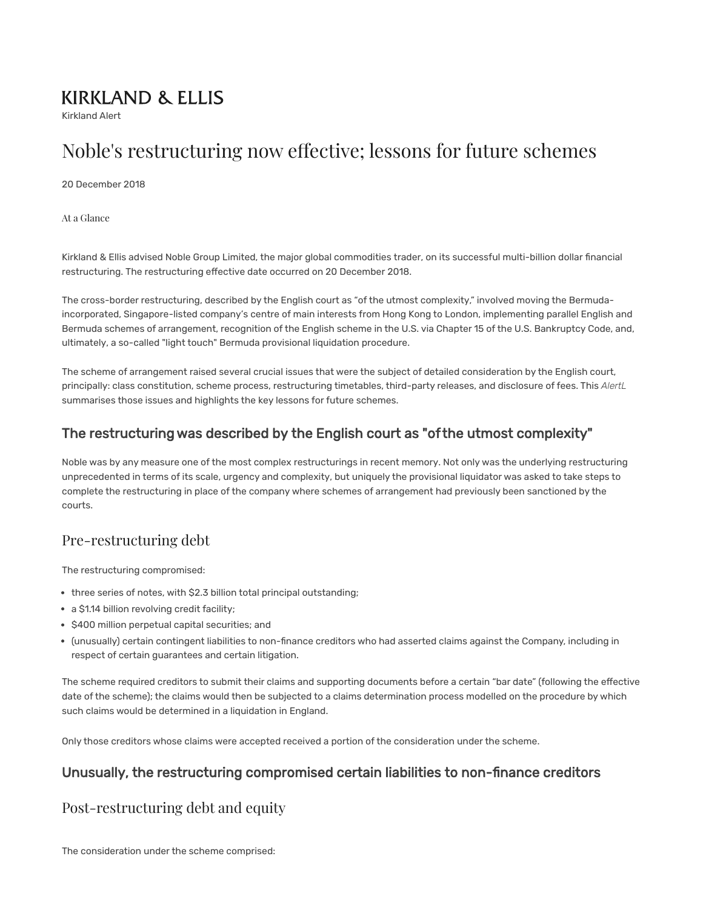# KIRKLAND & ELLIS

Kirkland Alert

# Noble's restructuring now effective; lessons for future schemes

20 December 2018

At a Glance

Kirkland & Ellis advised Noble Group Limited, the major global commodities trader, on its successful multi-billion dollar financial restructuring. The restructuring effective date occurred on 20 December 2018.

The cross-border restructuring, described by the English court as "of the utmost complexity," involved moving the Bermuda-incorporated, Singapore-listed company's centre of main interests from Hong Kong to London, implementing parallel English and Bermuda schemes of arrangement, recognition of the English scheme in the U.S. via Chapter 15 of the U.S. Bankruptcy Code, and, ultimately, a so-called "light touch" Bermuda provisional liquidation procedure.

The scheme of arrangement raised several crucial issues that were the subject of detailed consideration by the English court, principally: class constitution, scheme process, restructuring timetables, third-party releases, and disclosure of fees. This *AlertL* summarises those issues and highlights the key lessons for future schemes.

### The restructuring was described by the English court as "of the utmost complexity"

Noble was by any measure one of the most complex restructurings in recent memory. Not only was the underlying restructuring unprecedented in terms of its scale, urgency and complexity, but uniquely the provisional liquidator was asked to take steps to complete the restructuring in place of the company where schemes of arrangement had previously been sanctioned by the courts.

## Pre-restructuring debt

The restructuring compromised:

- three series of notes, with $2.3 billion total principal outstanding;
- a $1.14 billion revolving credit facility;
- $400 million perpetual capital securities; and
- (unusually) certain contingent liabilities to non-finance creditors who had asserted claims against the Company, including in respect of certain guarantees and certain litigation.

The scheme required creditors to submit their claims and supporting documents before a certain "bar date" (following the effective date of the scheme); the claims would then be subjected to a claims determination process modelled on the procedure by which such claims would be determined in a liquidation in England.

Only those creditors whose claims were accepted received a portion of the consideration under the scheme.

### Unusually, the restructuring compromised certain liabilities to non-finance creditors

## Post-restructuring debt and equity

The consideration under the scheme comprised: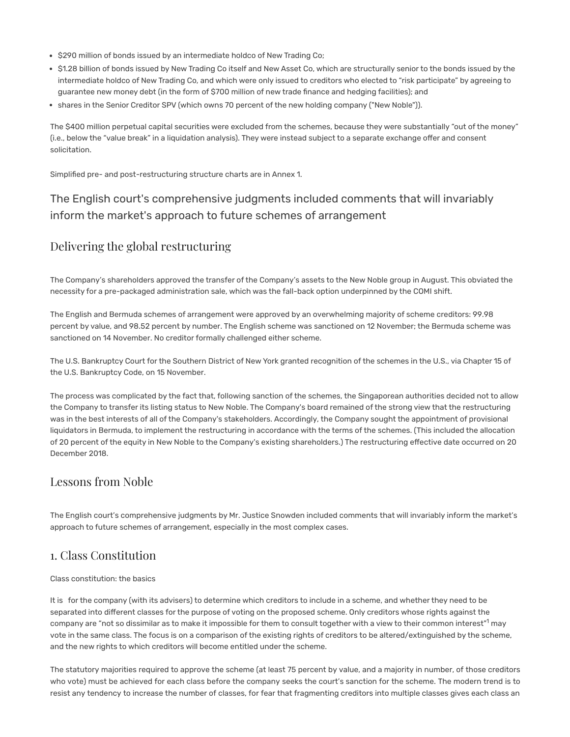- $290 million of bonds issued by an intermediate holdco of New Trading Co;
- $1.28 billion of bonds issued by New Trading Co itself and New Asset Co, which are structurally senior to the bonds issued by the intermediate holdco of New Trading Co, and which were only issued to creditors who elected to "risk participate" by agreeing to guarantee new money debt (in the form of $700 million of new trade finance and hedging facilities); and
- shares in the Senior Creditor SPV (which owns 70 percent of the new holding company ("New Noble")).

The $400 million perpetual capital securities were excluded from the schemes, because they were substantially "out of the money" (i.e., below the "value break" in a liquidation analysis). They were instead subject to a separate exchange offer and consent solicitation.

Simplified pre- and post-restructuring structure charts are in Annex 1.

## The English court's comprehensive judgments included comments that will invariably inform the market's approach to future schemes of arrangement

## Delivering the global restructuring

The Company's shareholders approved the transfer of the Company's assets to the New Noble group in August. This obviated the necessity for a pre-packaged administration sale, which was the fall-back option underpinned by the COMI shift.

The English and Bermuda schemes of arrangement were approved by an overwhelming majority of scheme creditors: 99.98 percent by value, and 98.52 percent by number. The English scheme was sanctioned on 12 November; the Bermuda scheme was sanctioned on 14 November. No creditor formally challenged either scheme.

The U.S. Bankruptcy Court for the Southern District of New York granted recognition of the schemes in the U.S., via Chapter 15 of the U.S. Bankruptcy Code, on 15 November.

The process was complicated by the fact that, following sanction of the schemes, the Singaporean authorities decided not to allow the Company to transfer its listing status to New Noble. The Company's board remained of the strong view that the restructuring was in the best interests of all of the Company's stakeholders. Accordingly, the Company sought the appointment of provisional liquidators in Bermuda, to implement the restructuring in accordance with the terms of the schemes. (This included the allocation of 20 percent of the equity in New Noble to the Company's existing shareholders.) The restructuring effective date occurred on 20 December 2018.

## Lessons from Noble

The English court's comprehensive judgments by Mr. Justice Snowden included comments that will invariably inform the market's approach to future schemes of arrangement, especially in the most complex cases.

## 1. Class Constitution

Class constitution: the basics

It is for the company (with its advisers) to determine which creditors to include in a scheme, and whether they need to be separated into different classes for the purpose of voting on the proposed scheme. Only creditors whose rights against the company are "not so dissimilar as to make it impossible for them to consult together with a view to their common interest"[1] may vote in the same class. The focus is on a comparison of the existing rights of creditors to be altered/extinguished by the scheme, and the new rights to which creditors will become entitled under the scheme.

The statutory majorities required to approve the scheme (at least 75 percent by value, and a majority in number, of those creditors who vote) must be achieved for each class before the company seeks the court's sanction for the scheme. The modern trend is to resist any tendency to increase the number of classes, for fear that fragmenting creditors into multiple classes gives each class an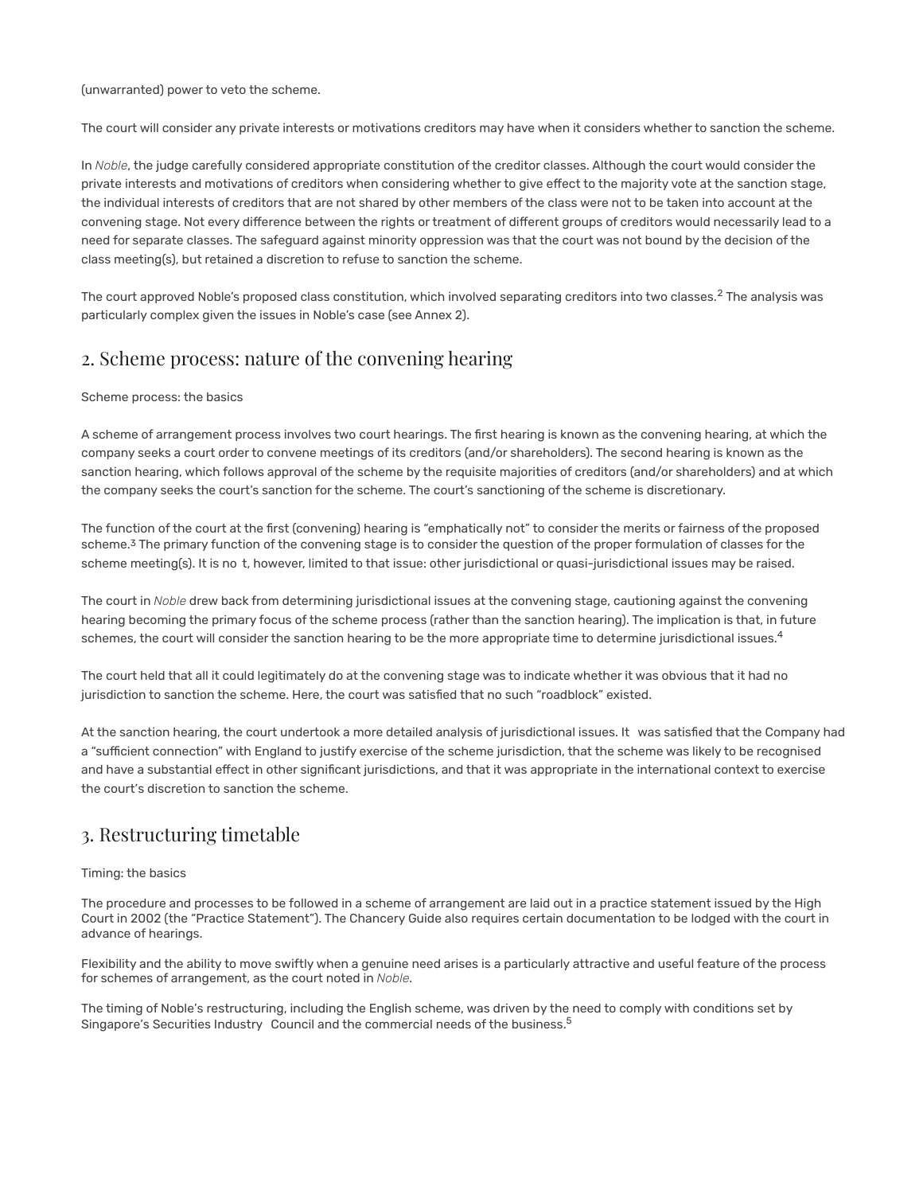(unwarranted) power to veto the scheme.

The court will consider any private interests or motivations creditors may have when it considers whether to sanction the scheme.

In *Noble*, the judge carefully considered appropriate constitution of the creditor classes. Although the court would consider the private interests and motivations of creditors when considering whether to give effect to the majority vote at the sanction stage, the individual interests of creditors that are not shared by other members of the class were not to be taken into account at the convening stage. Not every difference between the rights or treatment of different groups of creditors would necessarily lead to a need for separate classes. The safeguard against minority oppression was that the court was not bound by the decision of the class meeting(s), but retained a discretion to refuse to sanction the scheme.

The court approved Noble's proposed class constitution, which involved separating creditors into two classes.[2] The analysis was particularly complex given the issues in Noble's case (see Annex 2).

## 2. Scheme process: nature of the convening hearing

Scheme process: the basics

A scheme of arrangement process involves two court hearings. The first hearing is known as the convening hearing, at which the company seeks a court order to convene meetings of its creditors (and/or shareholders). The second hearing is known as the sanction hearing, which follows approval of the scheme by the requisite majorities of creditors (and/or shareholders) and at which the company seeks the court's sanction for the scheme. The court's sanctioning of the scheme is discretionary.

The function of the court at the first (convening) hearing is "emphatically not" to consider the merits or fairness of the proposed scheme.[3] The primary function of the convening stage is to consider the question of the proper formulation of classes for the scheme meeting(s). It is not, however, limited to that issue: other jurisdictional or quasi-jurisdictional issues may be raised.

The court in *Noble* drew back from determining jurisdictional issues at the convening stage, cautioning against the convening hearing becoming the primary focus of the scheme process (rather than the sanction hearing). The implication is that, in future schemes, the court will consider the sanction hearing to be the more appropriate time to determine jurisdictional issues.[4]

The court held that all it could legitimately do at the convening stage was to indicate whether it was obvious that it had no jurisdiction to sanction the scheme. Here, the court was satisfied that no such "roadblock" existed.

At the sanction hearing, the court undertook a more detailed analysis of jurisdictional issues. It was satisfied that the Company had a "sufficient connection" with England to justify exercise of the scheme jurisdiction, that the scheme was likely to be recognised and have a substantial effect in other significant jurisdictions, and that it was appropriate in the international context to exercise the court's discretion to sanction the scheme.

## 3. Restructuring timetable

Timing: the basics

The procedure and processes to be followed in a scheme of arrangement are laid out in a practice statement issued by the High Court in 2002 (the "Practice Statement"). The Chancery Guide also requires certain documentation to be lodged with the court in advance of hearings.

Flexibility and the ability to move swiftly when a genuine need arises is a particularly attractive and useful feature of the process for schemes of arrangement, as the court noted in *Noble*.

The timing of Noble's restructuring, including the English scheme, was driven by the need to comply with conditions set by Singapore's Securities Industry Council and the commercial needs of the business.[5]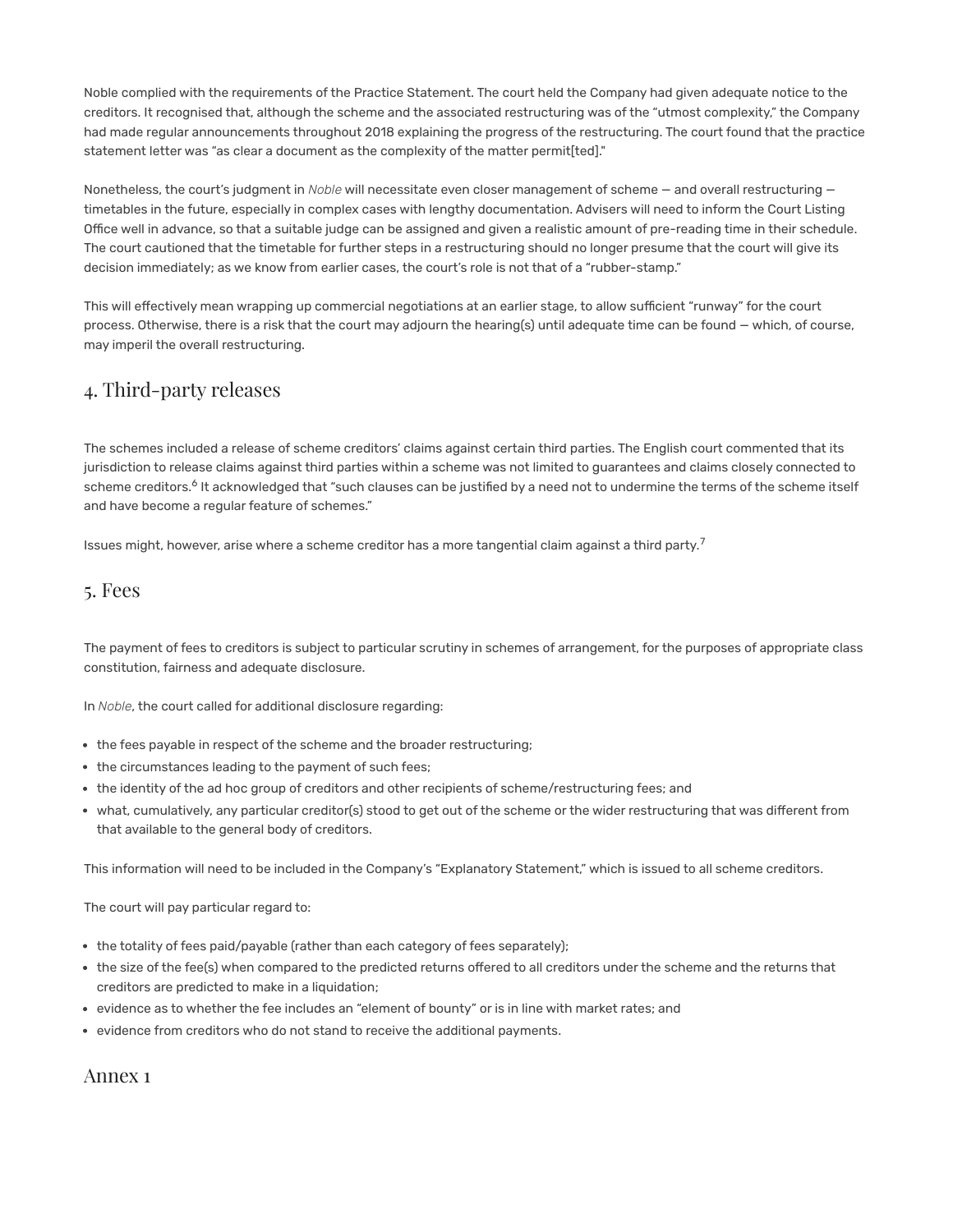Noble complied with the requirements of the Practice Statement. The court held the Company had given adequate notice to the creditors. It recognised that, although the scheme and the associated restructuring was of the "utmost complexity," the Company had made regular announcements throughout 2018 explaining the progress of the restructuring. The court found that the practice statement letter was "as clear a document as the complexity of the matter permit[ted]."

Nonetheless, the court's judgment in *Noble* will necessitate even closer management of scheme — and overall restructuring — timetables in the future, especially in complex cases with lengthy documentation. Advisers will need to inform the Court Listing Office well in advance, so that a suitable judge can be assigned and given a realistic amount of pre-reading time in their schedule. The court cautioned that the timetable for further steps in a restructuring should no longer presume that the court will give its decision immediately; as we know from earlier cases, the court's role is not that of a "rubber-stamp."

This will effectively mean wrapping up commercial negotiations at an earlier stage, to allow sufficient "runway" for the court process. Otherwise, there is a risk that the court may adjourn the hearing(s) until adequate time can be found — which, of course, may imperil the overall restructuring.

## 4. Third-party releases

The schemes included a release of scheme creditors' claims against certain third parties. The English court commented that its jurisdiction to release claims against third parties within a scheme was not limited to guarantees and claims closely connected to scheme creditors.[6] It acknowledged that "such clauses can be justified by a need not to undermine the terms of the scheme itself and have become a regular feature of schemes."

Issues might, however, arise where a scheme creditor has a more tangential claim against a third party.[7]

## 5. Fees

The payment of fees to creditors is subject to particular scrutiny in schemes of arrangement, for the purposes of appropriate class constitution, fairness and adequate disclosure.

In *Noble*, the court called for additional disclosure regarding:

- the fees payable in respect of the scheme and the broader restructuring;
- the circumstances leading to the payment of such fees;
- the identity of the ad hoc group of creditors and other recipients of scheme/restructuring fees; and
- what, cumulatively, any particular creditor(s) stood to get out of the scheme or the wider restructuring that was different from that available to the general body of creditors.

This information will need to be included in the Company's "Explanatory Statement," which is issued to all scheme creditors.

The court will pay particular regard to:

- the totality of fees paid/payable (rather than each category of fees separately);
- the size of the fee(s) when compared to the predicted returns offered to all creditors under the scheme and the returns that creditors are predicted to make in a liquidation;
- evidence as to whether the fee includes an "element of bounty" or is in line with market rates; and
- evidence from creditors who do not stand to receive the additional payments.

## Annex 1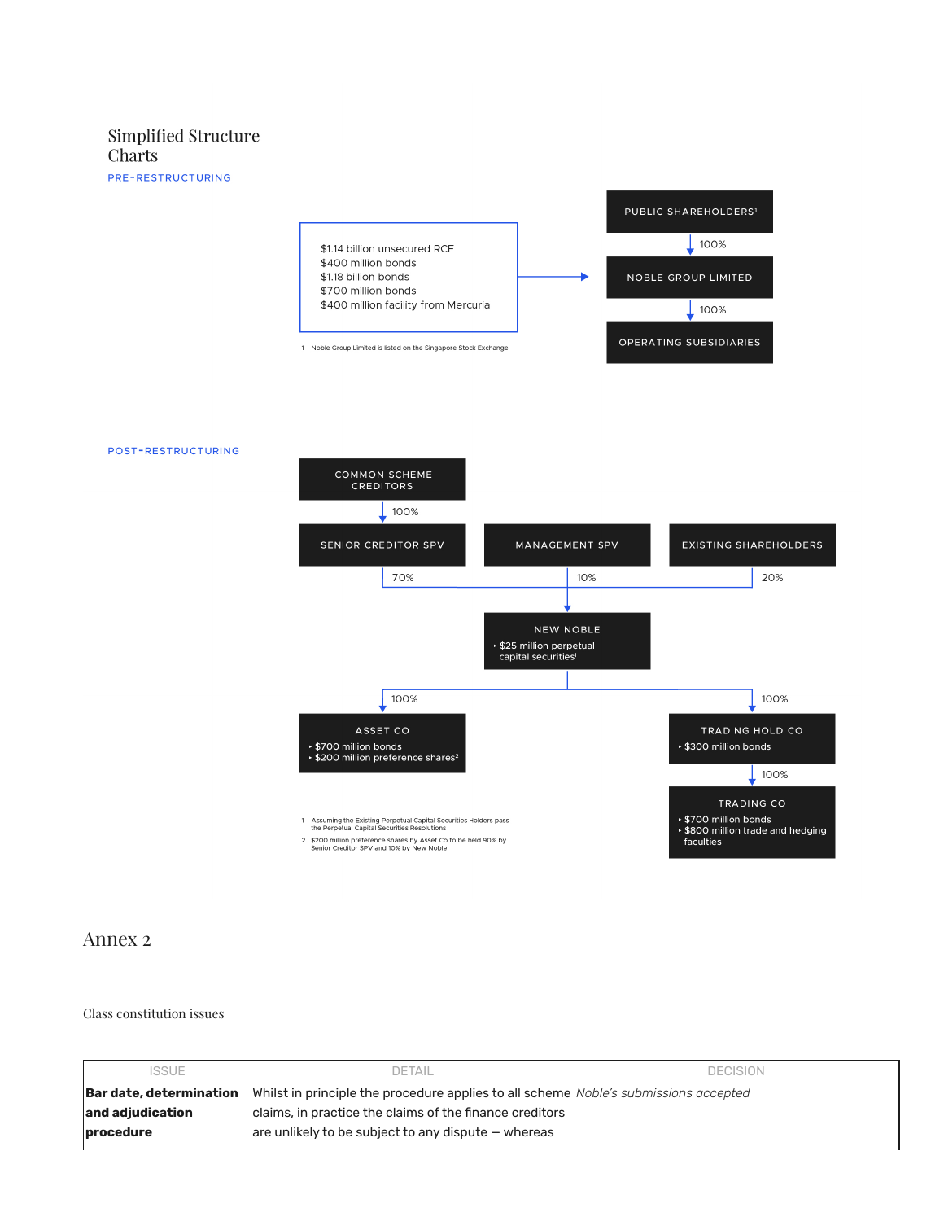## Simplified Structure Charts

PRE-RESTRUCTURING

$1.14 billion unsecured RCF
$400 million bonds
$1.18 billion bonds
$700 million bonds
$400 million facility from Mercuria

→ NOBLE GROUP LIMITED

PUBLIC SHAREHOLDERS[1]
↓ 100%
NOBLE GROUP LIMITED
↓ 100%
OPERATING SUBSIDIARIES

1 Noble Group Limited is listed on the Singapore Stock Exchange

POST-RESTRUCTURING

COMMON SCHEME CREDITORS
↓ 100%
SENIOR CREDITOR SPV — 70% → NEW NOBLE
MANAGEMENT SPV — 10% → NEW NOBLE
EXISTING SHAREHOLDERS — 20% → NEW NOBLE

NEW NOBLE
- $25 million perpetual capital securities[1]

NEW NOBLE ↓ 100% → ASSET CO
- $700 million bonds
- $200 million preference shares[2]

NEW NOBLE ↓ 100% → TRADING HOLD CO
- $300 million bonds

TRADING HOLD CO ↓ 100% → TRADING CO
- $700 million bonds
- $800 million trade and hedging faculties

1 Assuming the Existing Perpetual Capital Securities Holders pass the Perpetual Capital Securities Resolutions

2 $200 million preference shares by Asset Co to be held 90% by Senior Creditor SPV and 10% by New Noble

# Annex 2

Class constitution issues

| ISSUE | DETAIL | DECISION |
|---|---|---|
| **Bar date, determination and adjudication procedure** | Whilst in principle the procedure applies to all scheme claims, in practice the claims of the finance creditors are unlikely to be subject to any dispute — whereas | *Noble's submissions accepted* |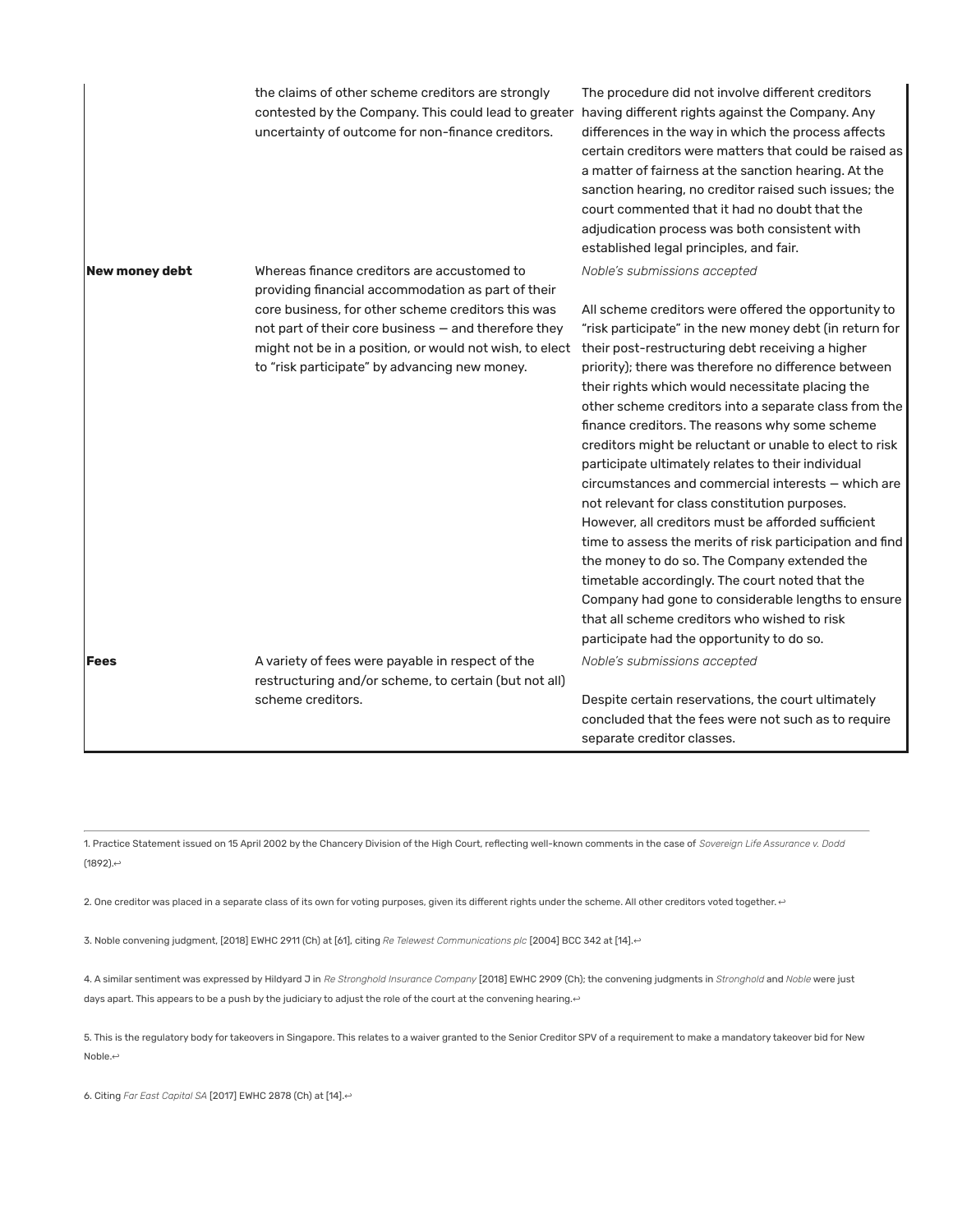| | | |
|---|---|---|
| | the claims of other scheme creditors are strongly contested by the Company. This could lead to greater uncertainty of outcome for non-finance creditors. | The procedure did not involve different creditors having different rights against the Company. Any differences in the way in which the process affects certain creditors were matters that could be raised as a matter of fairness at the sanction hearing. At the sanction hearing, no creditor raised such issues; the court commented that it had no doubt that the adjudication process was both consistent with established legal principles, and fair. |
| **New money debt** | Whereas finance creditors are accustomed to providing financial accommodation as part of their core business, for other scheme creditors this was not part of their core business — and therefore they might not be in a position, or would not wish, to elect to "risk participate" by advancing new money. | *Noble's submissions accepted*<br><br>All scheme creditors were offered the opportunity to "risk participate" in the new money debt (in return for their post-restructuring debt receiving a higher priority); there was therefore no difference between their rights which would necessitate placing the other scheme creditors into a separate class from the finance creditors. The reasons why some scheme creditors might be reluctant or unable to elect to risk participate ultimately relates to their individual circumstances and commercial interests — which are not relevant for class constitution purposes. However, all creditors must be afforded sufficient time to assess the merits of risk participation and find the money to do so. The Company extended the timetable accordingly. The court noted that the Company had gone to considerable lengths to ensure that all scheme creditors who wished to risk participate had the opportunity to do so. |
| **Fees** | A variety of fees were payable in respect of the restructuring and/or scheme, to certain (but not all) scheme creditors. | *Noble's submissions accepted*<br><br>Despite certain reservations, the court ultimately concluded that the fees were not such as to require separate creditor classes. |

---

1. Practice Statement issued on 15 April 2002 by the Chancery Division of the High Court, reflecting well-known comments in the case of *Sovereign Life Assurance v. Dodd* (1892).↩

2. One creditor was placed in a separate class of its own for voting purposes, given its different rights under the scheme. All other creditors voted together. ↩

3. Noble convening judgment, [2018] EWHC 2911 (Ch) at [61], citing *Re Telewest Communications plc* [2004] BCC 342 at [14].↩

4. A similar sentiment was expressed by Hildyard J in *Re Stronghold Insurance Company* [2018] EWHC 2909 (Ch); the convening judgments in *Stronghold* and *Noble* were just days apart. This appears to be a push by the judiciary to adjust the role of the court at the convening hearing.↩

5. This is the regulatory body for takeovers in Singapore. This relates to a waiver granted to the Senior Creditor SPV of a requirement to make a mandatory takeover bid for New Noble.↩

6. Citing *Far East Capital SA* [2017] EWHC 2878 (Ch) at [14].↩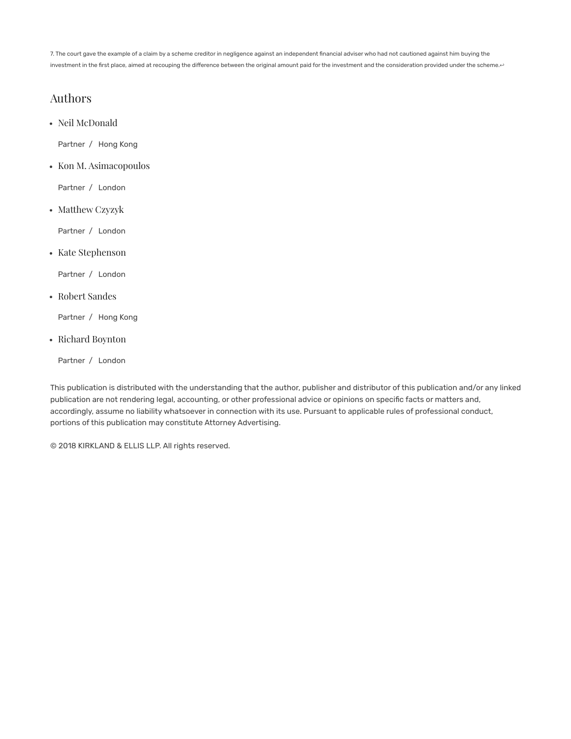7. The court gave the example of a claim by a scheme creditor in negligence against an independent financial adviser who had not cautioned against him buying the investment in the first place, aimed at recouping the difference between the original amount paid for the investment and the consideration provided under the scheme.↩

## Authors

- Neil McDonald

  Partner / Hong Kong

- Kon M. Asimacopoulos

  Partner / London

- Matthew Czyzyk

  Partner / London

- Kate Stephenson

  Partner / London

- Robert Sandes

  Partner / Hong Kong

- Richard Boynton

  Partner / London

This publication is distributed with the understanding that the author, publisher and distributor of this publication and/or any linked publication are not rendering legal, accounting, or other professional advice or opinions on specific facts or matters and, accordingly, assume no liability whatsoever in connection with its use. Pursuant to applicable rules of professional conduct, portions of this publication may constitute Attorney Advertising.

© 2018 KIRKLAND & ELLIS LLP. All rights reserved.